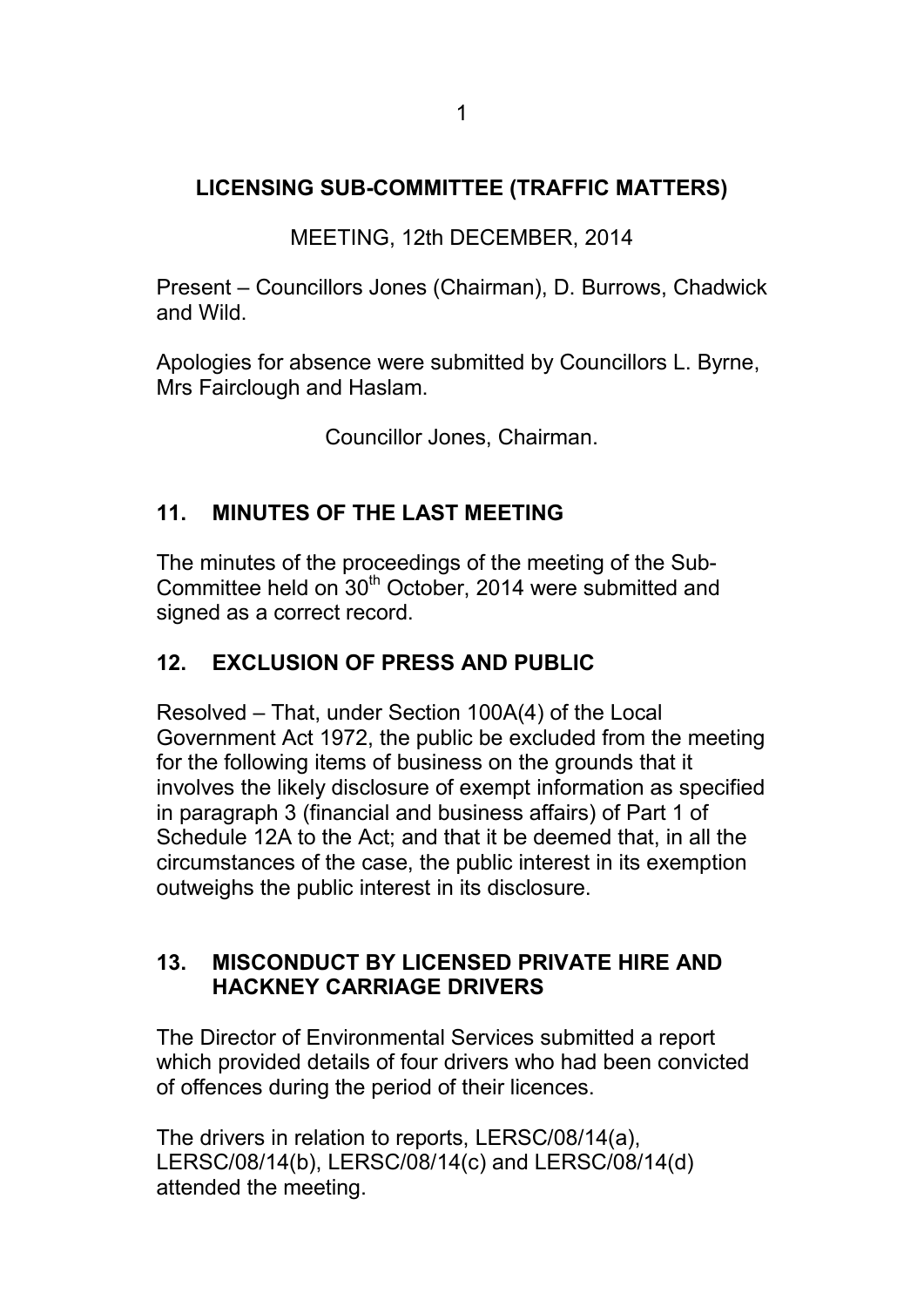# LICENSING SUB-COMMITTEE (TRAFFIC MATTERS)

MEETING, 12th DECEMBER, 2014

Present – Councillors Jones (Chairman), D. Burrows, Chadwick and Wild.

Apologies for absence were submitted by Councillors L. Byrne, Mrs Fairclough and Haslam.

Councillor Jones, Chairman.

## 11. MINUTES OF THE LAST MEETING

The minutes of the proceedings of the meeting of the Sub-Committee held on 30th October, 2014 were submitted and signed as a correct record.

## 12. EXCLUSION OF PRESS AND PUBLIC

Resolved – That, under Section 100A(4) of the Local Government Act 1972, the public be excluded from the meeting for the following items of business on the grounds that it involves the likely disclosure of exempt information as specified in paragraph 3 (financial and business affairs) of Part 1 of Schedule 12A to the Act; and that it be deemed that, in all the circumstances of the case, the public interest in its exemption outweighs the public interest in its disclosure.

## 13. MISCONDUCT BY LICENSED PRIVATE HIRE AND HACKNEY CARRIAGE DRIVERS

The Director of Environmental Services submitted a report which provided details of four drivers who had been convicted of offences during the period of their licences.

The drivers in relation to reports, LERSC/08/14(a), LERSC/08/14(b), LERSC/08/14(c) and LERSC/08/14(d) attended the meeting.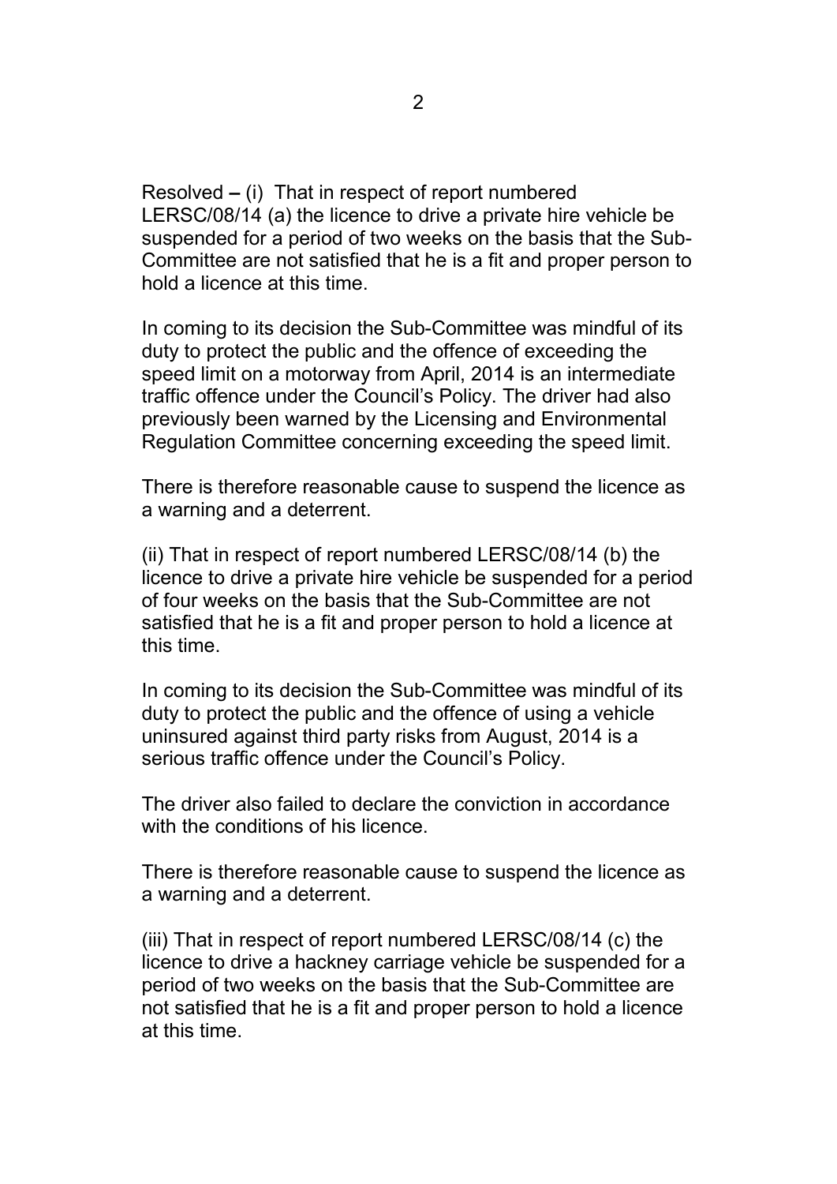Resolved **–** (i) That in respect of report numbered LERSC/08/14 (a) the licence to drive a private hire vehicle be suspended for a period of two weeks on the basis that the Sub-Committee are not satisfied that he is a fit and proper person to hold a licence at this time.

In coming to its decision the Sub-Committee was mindful of its duty to protect the public and the offence of exceeding the speed limit on a motorway from April, 2014 is an intermediate traffic offence under the Council's Policy. The driver had also previously been warned by the Licensing and Environmental Regulation Committee concerning exceeding the speed limit.

There is therefore reasonable cause to suspend the licence as a warning and a deterrent.

(ii) That in respect of report numbered LERSC/08/14 (b) the licence to drive a private hire vehicle be suspended for a period of four weeks on the basis that the Sub-Committee are not satisfied that he is a fit and proper person to hold a licence at this time.

In coming to its decision the Sub-Committee was mindful of its duty to protect the public and the offence of using a vehicle uninsured against third party risks from August, 2014 is a serious traffic offence under the Council's Policy.

The driver also failed to declare the conviction in accordance with the conditions of his licence.

There is therefore reasonable cause to suspend the licence as a warning and a deterrent.

(iii) That in respect of report numbered LERSC/08/14 (c) the licence to drive a hackney carriage vehicle be suspended for a period of two weeks on the basis that the Sub-Committee are not satisfied that he is a fit and proper person to hold a licence at this time.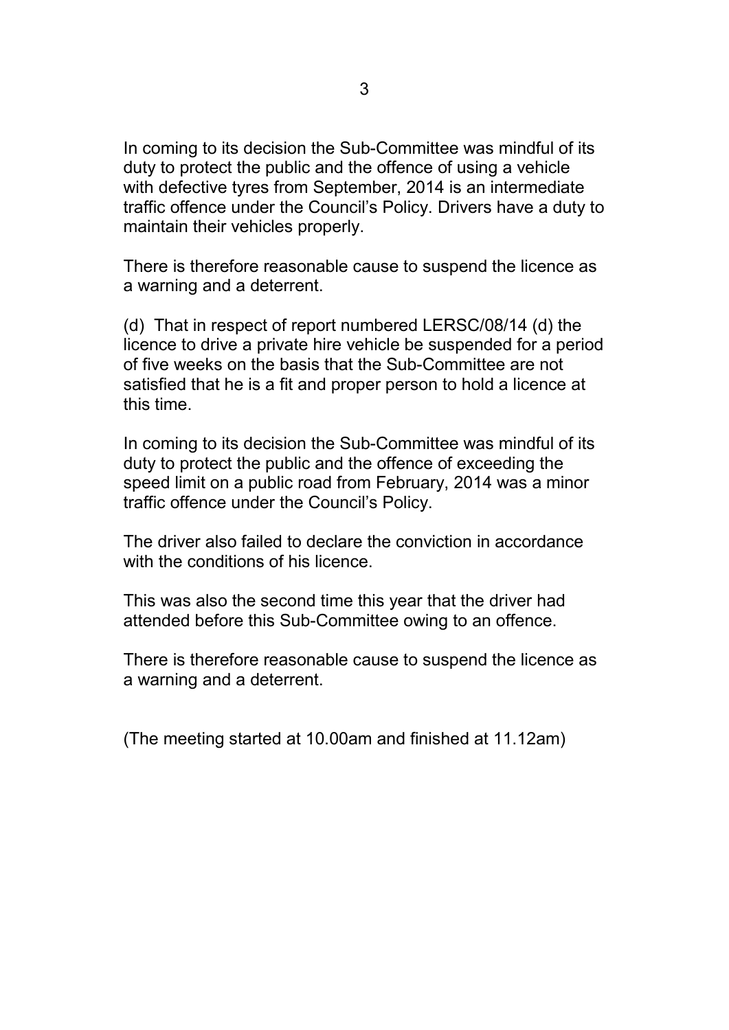In coming to its decision the Sub-Committee was mindful of its duty to protect the public and the offence of using a vehicle with defective tyres from September, 2014 is an intermediate traffic offence under the Council's Policy. Drivers have a duty to maintain their vehicles properly.

There is therefore reasonable cause to suspend the licence as a warning and a deterrent.

(d) That in respect of report numbered LERSC/08/14 (d) the licence to drive a private hire vehicle be suspended for a period of five weeks on the basis that the Sub-Committee are not satisfied that he is a fit and proper person to hold a licence at this time.

In coming to its decision the Sub-Committee was mindful of its duty to protect the public and the offence of exceeding the speed limit on a public road from February, 2014 was a minor traffic offence under the Council's Policy.

The driver also failed to declare the conviction in accordance with the conditions of his licence.

This was also the second time this year that the driver had attended before this Sub-Committee owing to an offence.

There is therefore reasonable cause to suspend the licence as a warning and a deterrent.

(The meeting started at 10.00am and finished at 11.12am)